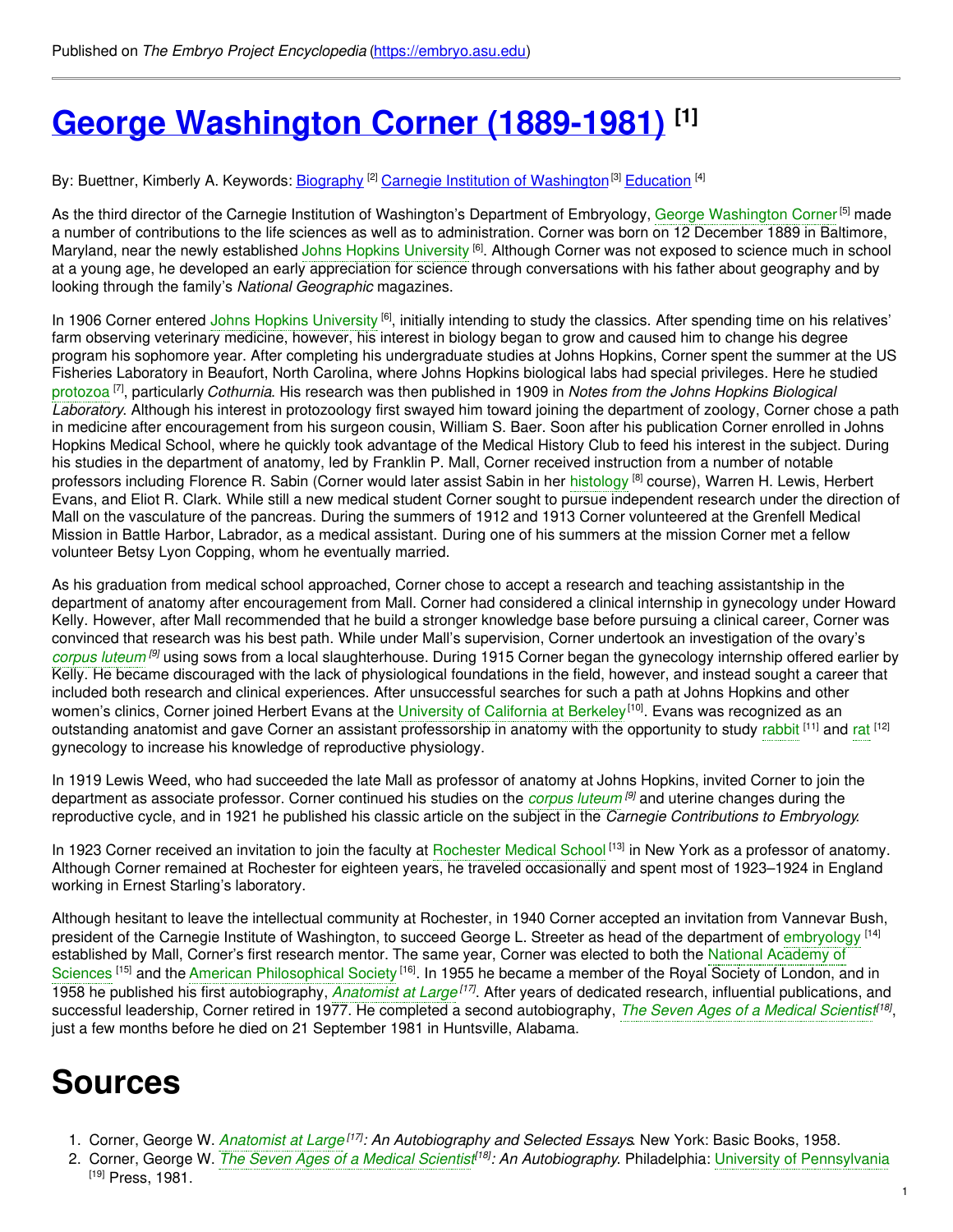Published on *The Embryo Project Encyclopedia* (https://embryo.asu.edu)

# George Washington Corner (1889-1981) [1]

By: Buettner, Kimberly A. Keywords: Biography [2] Carnegie Institution of Washington [3] Education [4]

As the third director of the Carnegie Institution of Washington's Department of Embryology, George Washington Corner [5] made a number of contributions to the life sciences as well as to administration. Corner was born on 12 December 1889 in Baltimore, Maryland, near the newly established Johns Hopkins University [6]. Although Corner was not exposed to science much in school at a young age, he developed an early appreciation for science through conversations with his father about geography and by looking through the family's *National Geographic* magazines.

In 1906 Corner entered Johns Hopkins University [6], initially intending to study the classics. After spending time on his relatives' farm observing veterinary medicine, however, his interest in biology began to grow and caused him to change his degree program his sophomore year. After completing his undergraduate studies at Johns Hopkins, Corner spent the summer at the US Fisheries Laboratory in Beaufort, North Carolina, where Johns Hopkins biological labs had special privileges. Here he studied protozoa [7], particularly *Cothurnia*. His research was then published in 1909 in *Notes from the Johns Hopkins Biological Laboratory*. Although his interest in protozoology first swayed him toward joining the department of zoology, Corner chose a path in medicine after encouragement from his surgeon cousin, William S. Baer. Soon after his publication Corner enrolled in Johns Hopkins Medical School, where he quickly took advantage of the Medical History Club to feed his interest in the subject. During his studies in the department of anatomy, led by Franklin P. Mall, Corner received instruction from a number of notable professors including Florence R. Sabin (Corner would later assist Sabin in her histology [8] course), Warren H. Lewis, Herbert Evans, and Eliot R. Clark. While still a new medical student Corner sought to pursue independent research under the direction of Mall on the vasculature of the pancreas. During the summers of 1912 and 1913 Corner volunteered at the Grenfell Medical Mission in Battle Harbor, Labrador, as a medical assistant. During one of his summers at the mission Corner met a fellow volunteer Betsy Lyon Copping, whom he eventually married.

As his graduation from medical school approached, Corner chose to accept a research and teaching assistantship in the department of anatomy after encouragement from Mall. Corner had considered a clinical internship in gynecology under Howard Kelly. However, after Mall recommended that he build a stronger knowledge base before pursuing a clinical career, Corner was convinced that research was his best path. While under Mall's supervision, Corner undertook an investigation of the ovary's *corpus luteum* [9] using sows from a local slaughterhouse. During 1915 Corner began the gynecology internship offered earlier by Kelly. He became discouraged with the lack of physiological foundations in the field, however, and instead sought a career that included both research and clinical experiences. After unsuccessful searches for such a path at Johns Hopkins and other women's clinics, Corner joined Herbert Evans at the University of California at Berkeley [10]. Evans was recognized as an outstanding anatomist and gave Corner an assistant professorship in anatomy with the opportunity to study rabbit [11] and rat [12] gynecology to increase his knowledge of reproductive physiology.

In 1919 Lewis Weed, who had succeeded the late Mall as professor of anatomy at Johns Hopkins, invited Corner to join the department as associate professor. Corner continued his studies on the *corpus luteum* [9] and uterine changes during the reproductive cycle, and in 1921 he published his classic article on the subject in the *Carnegie Contributions to Embryology*.

In 1923 Corner received an invitation to join the faculty at Rochester Medical School [13] in New York as a professor of anatomy. Although Corner remained at Rochester for eighteen years, he traveled occasionally and spent most of 1923–1924 in England working in Ernest Starling's laboratory.

Although hesitant to leave the intellectual community at Rochester, in 1940 Corner accepted an invitation from Vannevar Bush, president of the Carnegie Institute of Washington, to succeed George L. Streeter as head of the department of embryology [14] established by Mall, Corner's first research mentor. The same year, Corner was elected to both the National Academy of Sciences [15] and the American Philosophical Society [16]. In 1955 he became a member of the Royal Society of London, and in 1958 he published his first autobiography, *Anatomist at Large* [17]. After years of dedicated research, influential publications, and successful leadership, Corner retired in 1977. He completed a second autobiography, *The Seven Ages of a Medical Scientist* [18], just a few months before he died on 21 September 1981 in Huntsville, Alabama.

# Sources

1. Corner, George W. *Anatomist at Large* [17]*: An Autobiography and Selected Essays*. New York: Basic Books, 1958.
2. Corner, George W. *The Seven Ages of a Medical Scientist* [18]*: An Autobiography*. Philadelphia: University of Pennsylvania [19] Press, 1981.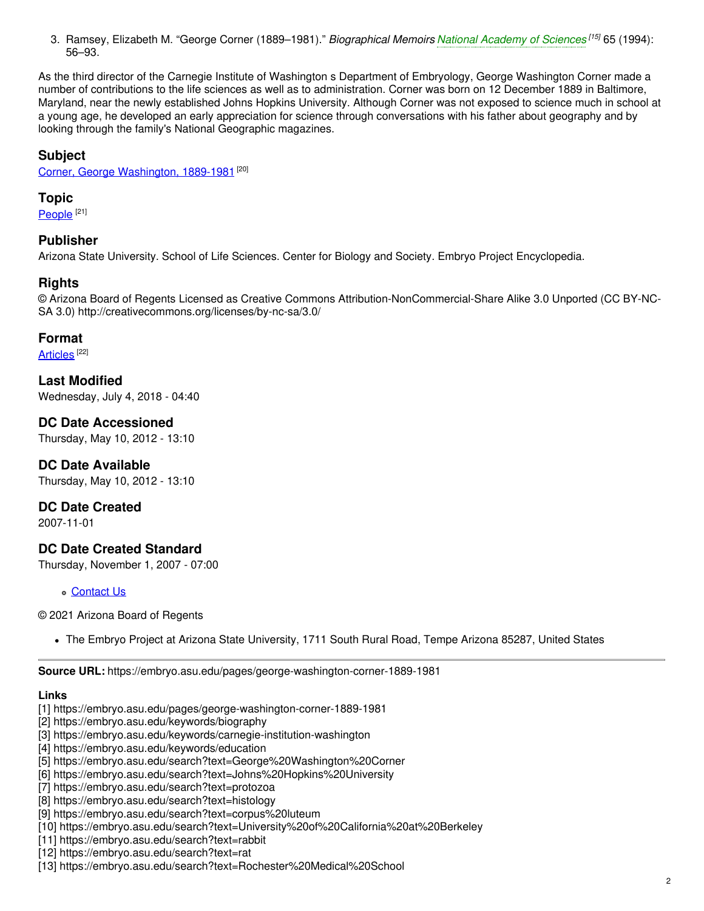3. Ramsey, Elizabeth M. "George Corner (1889–1981)." *Biographical Memoirs* *National Academy of Sciences* [15] 65 (1994): 56–93.

As the third director of the Carnegie Institute of Washington s Department of Embryology, George Washington Corner made a number of contributions to the life sciences as well as to administration. Corner was born on 12 December 1889 in Baltimore, Maryland, near the newly established Johns Hopkins University. Although Corner was not exposed to science much in school at a young age, he developed an early appreciation for science through conversations with his father about geography and by looking through the family's National Geographic magazines.

## Subject

Corner, George Washington, 1889-1981 [20]

## Topic

People [21]

## Publisher

Arizona State University. School of Life Sciences. Center for Biology and Society. Embryo Project Encyclopedia.

## Rights

© Arizona Board of Regents Licensed as Creative Commons Attribution-NonCommercial-Share Alike 3.0 Unported (CC BY-NC-SA 3.0) http://creativecommons.org/licenses/by-nc-sa/3.0/

## Format

Articles [22]

## Last Modified

Wednesday, July 4, 2018 - 04:40

## DC Date Accessioned

Thursday, May 10, 2012 - 13:10

## DC Date Available

Thursday, May 10, 2012 - 13:10

## DC Date Created

2007-11-01

## DC Date Created Standard

Thursday, November 1, 2007 - 07:00

- Contact Us

© 2021 Arizona Board of Regents

- The Embryo Project at Arizona State University, 1711 South Rural Road, Tempe Arizona 85287, United States

---

**Source URL:** https://embryo.asu.edu/pages/george-washington-corner-1889-1981

**Links**

[1] https://embryo.asu.edu/pages/george-washington-corner-1889-1981
[2] https://embryo.asu.edu/keywords/biography
[3] https://embryo.asu.edu/keywords/carnegie-institution-washington
[4] https://embryo.asu.edu/keywords/education
[5] https://embryo.asu.edu/search?text=George%20Washington%20Corner
[6] https://embryo.asu.edu/search?text=Johns%20Hopkins%20University
[7] https://embryo.asu.edu/search?text=protozoa
[8] https://embryo.asu.edu/search?text=histology
[9] https://embryo.asu.edu/search?text=corpus%20luteum
[10] https://embryo.asu.edu/search?text=University%20of%20California%20at%20Berkeley
[11] https://embryo.asu.edu/search?text=rabbit
[12] https://embryo.asu.edu/search?text=rat
[13] https://embryo.asu.edu/search?text=Rochester%20Medical%20School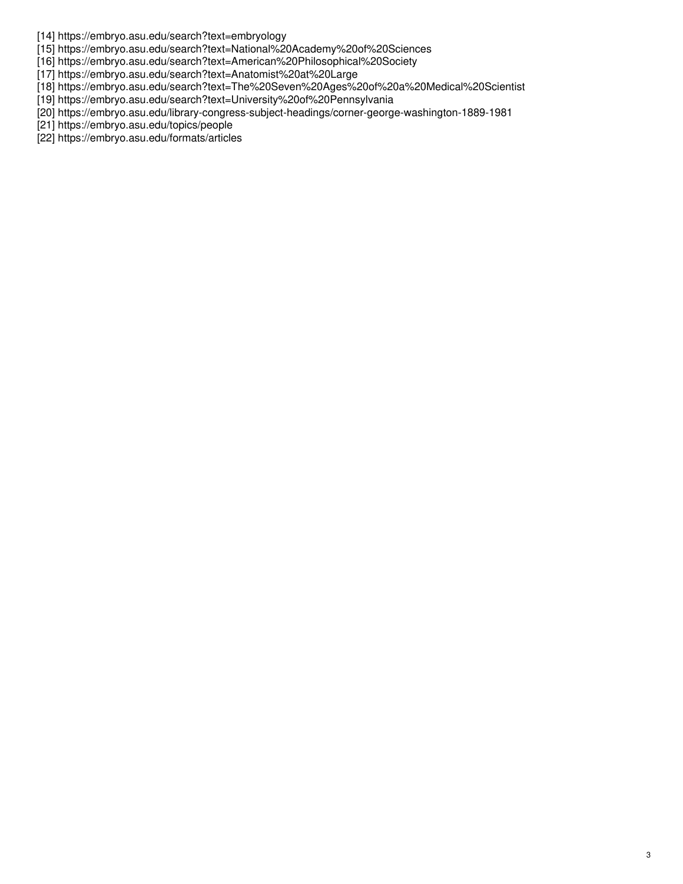[14] https://embryo.asu.edu/search?text=embryology
[15] https://embryo.asu.edu/search?text=National%20Academy%20of%20Sciences
[16] https://embryo.asu.edu/search?text=American%20Philosophical%20Society
[17] https://embryo.asu.edu/search?text=Anatomist%20at%20Large
[18] https://embryo.asu.edu/search?text=The%20Seven%20Ages%20of%20a%20Medical%20Scientist
[19] https://embryo.asu.edu/search?text=University%20of%20Pennsylvania
[20] https://embryo.asu.edu/library-congress-subject-headings/corner-george-washington-1889-1981
[21] https://embryo.asu.edu/topics/people
[22] https://embryo.asu.edu/formats/articles